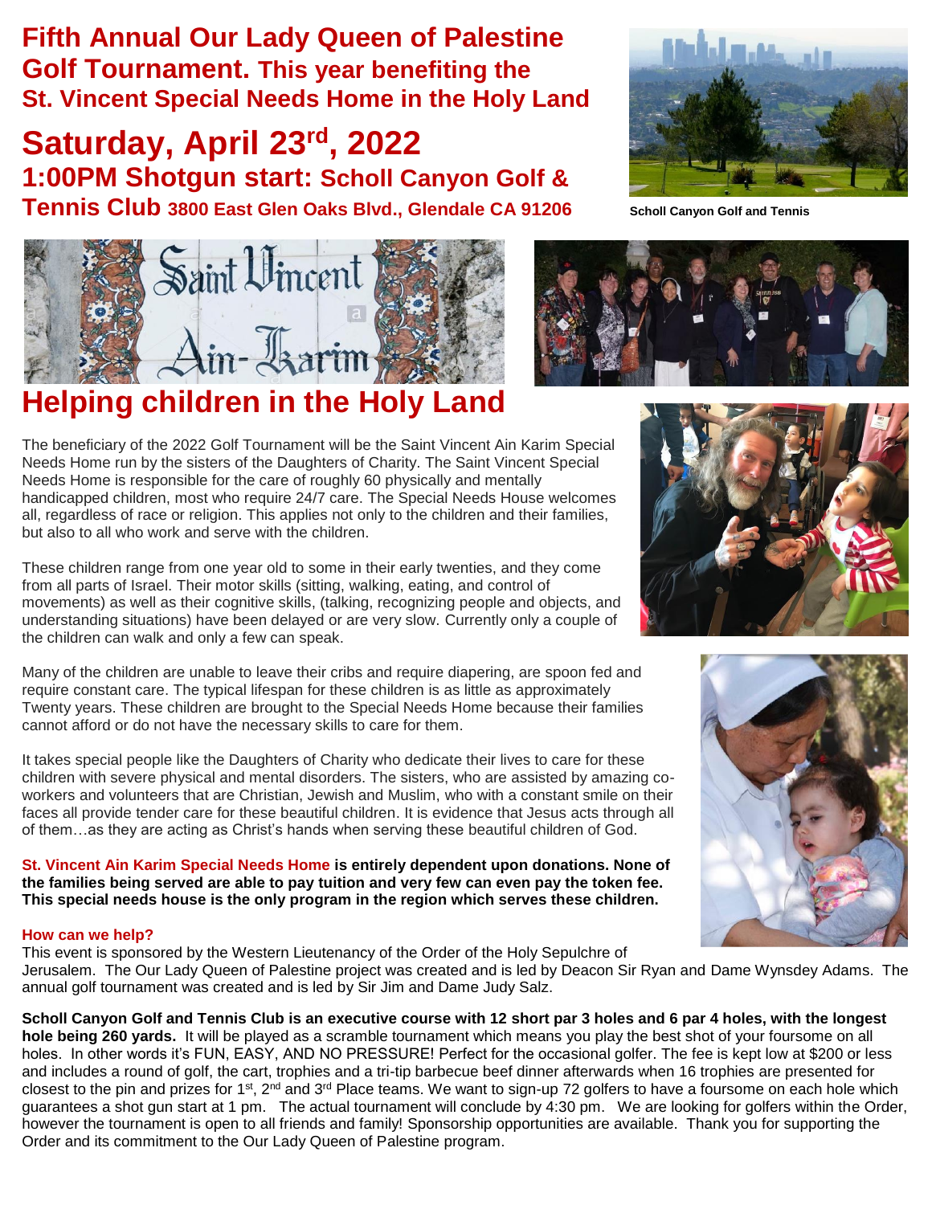# Fifth Annual Our Lady Queen of Palestine Golf Tournament. This year benefiting the St. Vincent Special Needs Home in the Holy Land

## Saturday, April 23rd, 2022

### 1:00PM Shotgun start: Scholl Canyon Golf & Tennis Club 3800 East Glen Oaks Blvd., Glendale CA 91206

Scholl Canyon Golf and Tennis

## Helping children in the Holy Land

The beneficiary of the 2022 Golf Tournament will be the Saint Vincent Ain Karim Special Needs Home run by the sisters of the Daughters of Charity. The Saint Vincent Special Needs Home is responsible for the care of roughly 60 physically and mentally handicapped children, most who require 24/7 care. The Special Needs House welcomes all, regardless of race or religion. This applies not only to the children and their families, but also to all who work and serve with the children.

These children range from one year old to some in their early twenties, and they come from all parts of Israel. Their motor skills (sitting, walking, eating, and control of movements) as well as their cognitive skills, (talking, recognizing people and objects, and understanding situations) have been delayed or are very slow. Currently only a couple of the children can walk and only a few can speak.

Many of the children are unable to leave their cribs and require diapering, are spoon fed and require constant care. The typical lifespan for these children is as little as approximately Twenty years. These children are brought to the Special Needs Home because their families cannot afford or do not have the necessary skills to care for them.

It takes special people like the Daughters of Charity who dedicate their lives to care for these children with severe physical and mental disorders. The sisters, who are assisted by amazing co-workers and volunteers that are Christian, Jewish and Muslim, who with a constant smile on their faces all provide tender care for these beautiful children. It is evidence that Jesus acts through all of them…as they are acting as Christ's hands when serving these beautiful children of God.

**St. Vincent Ain Karim Special Needs Home is entirely dependent upon donations. None of the families being served are able to pay tuition and very few can even pay the token fee. This special needs house is the only program in the region which serves these children.**

**How can we help?**

This event is sponsored by the Western Lieutenancy of the Order of the Holy Sepulchre of Jerusalem. The Our Lady Queen of Palestine project was created and is led by Deacon Sir Ryan and Dame Wynsdey Adams. The annual golf tournament was created and is led by Sir Jim and Dame Judy Salz.

**Scholl Canyon Golf and Tennis Club is an executive course with 12 short par 3 holes and 6 par 4 holes, with the longest hole being 260 yards.** It will be played as a scramble tournament which means you play the best shot of your foursome on all holes. In other words it's FUN, EASY, AND NO PRESSURE! Perfect for the occasional golfer. The fee is kept low at $200 or less and includes a round of golf, the cart, trophies and a tri-tip barbecue beef dinner afterwards when 16 trophies are presented for closest to the pin and prizes for 1st, 2nd and 3rd Place teams. We want to sign-up 72 golfers to have a foursome on each hole which guarantees a shot gun start at 1 pm. The actual tournament will conclude by 4:30 pm. We are looking for golfers within the Order, however the tournament is open to all friends and family! Sponsorship opportunities are available. Thank you for supporting the Order and its commitment to the Our Lady Queen of Palestine program.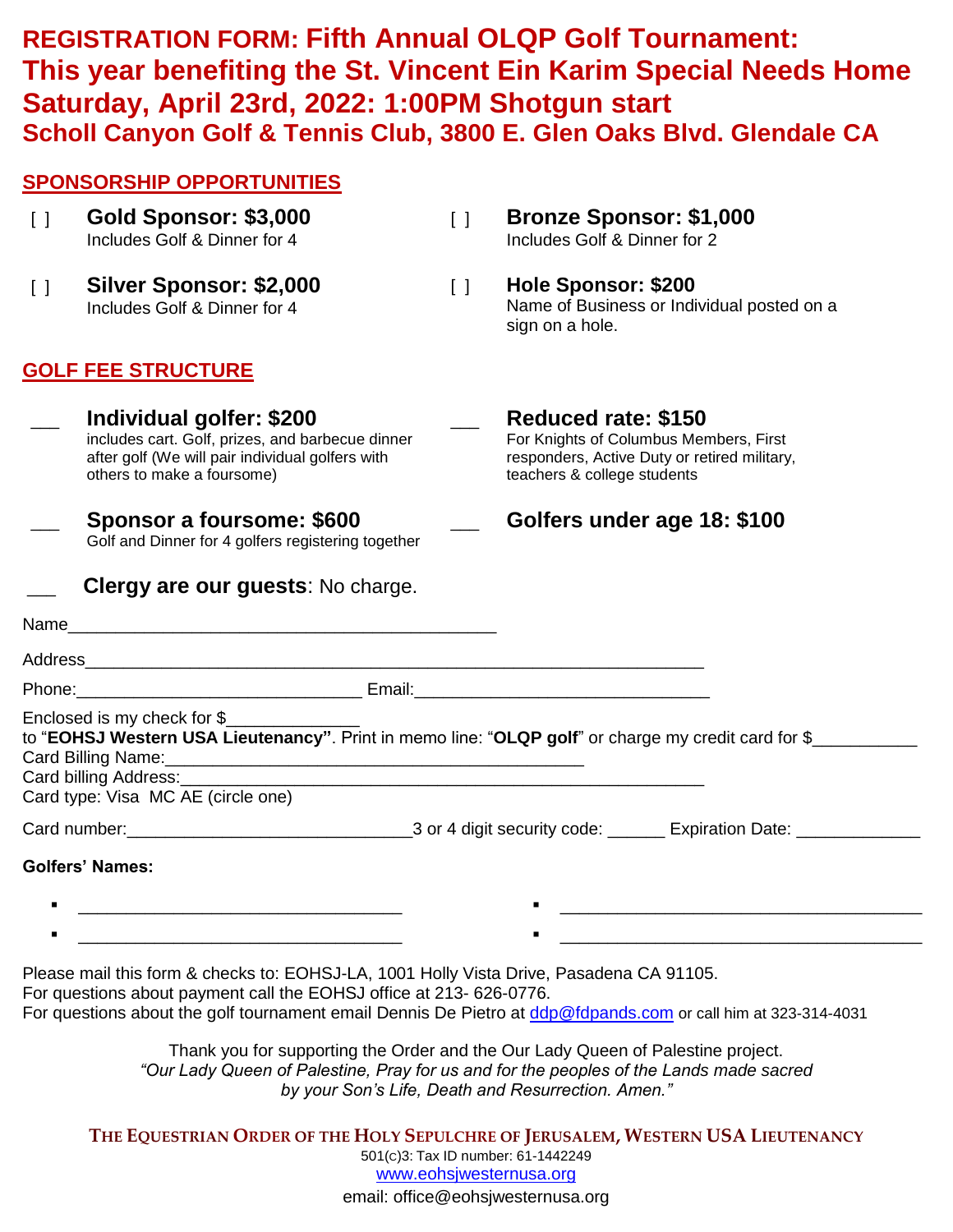# REGISTRATION FORM: Fifth Annual OLQP Golf Tournament: This year benefiting the St. Vincent Ein Karim Special Needs Home Saturday, April 23rd, 2022: 1:00PM Shotgun start

### Scholl Canyon Golf & Tennis Club, 3800 E. Glen Oaks Blvd. Glendale CA

## SPONSORSHIP OPPORTUNITIES

[ ] **Gold Sponsor: $3,000**
Includes Golf & Dinner for 4

[ ] **Silver Sponsor: $2,000**
Includes Golf & Dinner for 4

[ ] **Bronze Sponsor: $1,000**
Includes Golf & Dinner for 2

[ ] **Hole Sponsor: $200**
Name of Business or Individual posted on a sign on a hole.

## GOLF FEE STRUCTURE

\_\_\_ **Individual golfer: $200**
includes cart. Golf, prizes, and barbecue dinner after golf (We will pair individual golfers with others to make a foursome)

\_\_\_ **Sponsor a foursome: $600**
Golf and Dinner for 4 golfers registering together

\_\_\_ **Reduced rate: $150**
For Knights of Columbus Members, First responders, Active Duty or retired military, teachers & college students

\_\_\_ **Golfers under age 18: $100**

\_\_\_ **Clergy are our guests**: No charge.

Name\_\_\_\_\_\_\_\_\_\_\_\_\_\_\_\_\_\_\_\_\_\_\_\_\_\_\_\_\_\_\_\_\_\_\_\_\_\_\_\_\_\_\_\_

Address\_\_\_\_\_\_\_\_\_\_\_\_\_\_\_\_\_\_\_\_\_\_\_\_\_\_\_\_\_\_\_\_\_\_\_\_\_\_\_\_\_\_\_\_\_\_\_\_\_\_\_\_\_\_\_\_\_\_\_\_\_\_

Phone:\_\_\_\_\_\_\_\_\_\_\_\_\_\_\_\_\_\_\_\_\_\_\_\_\_\_\_\_\_ Email:\_\_\_\_\_\_\_\_\_\_\_\_\_\_\_\_\_\_\_\_\_\_\_\_\_\_\_\_\_\_

Enclosed is my check for $\_\_\_\_\_\_\_\_\_\_\_\_\_\_
to "**EOHSJ Western USA Lieutenancy"**. Print in memo line: "**OLQP golf**" or charge my credit card for $\_\_\_\_\_\_\_\_\_\_\_
Card Billing Name:\_\_\_\_\_\_\_\_\_\_\_\_\_\_\_\_\_\_\_\_\_\_\_\_\_\_\_\_\_\_\_\_\_\_\_\_\_\_\_\_\_\_\_
Card billing Address:\_\_\_\_\_\_\_\_\_\_\_\_\_\_\_\_\_\_\_\_\_\_\_\_\_\_\_\_\_\_\_\_\_\_\_\_\_\_\_\_\_\_\_\_\_\_\_\_\_\_\_\_\_\_\_
Card type: Visa MC AE (circle one)

Card number:\_\_\_\_\_\_\_\_\_\_\_\_\_\_\_\_\_\_\_\_\_\_\_\_\_\_\_\_\_3 or 4 digit security code: \_\_\_\_\_\_ Expiration Date: \_\_\_\_\_\_\_\_\_\_\_\_\_

**Golfers' Names:**

- \_\_\_\_\_\_\_\_\_\_\_\_\_\_\_\_\_\_\_\_\_\_\_\_\_\_\_\_\_\_\_\_\_
- \_\_\_\_\_\_\_\_\_\_\_\_\_\_\_\_\_\_\_\_\_\_\_\_\_\_\_\_\_\_\_\_\_
- \_\_\_\_\_\_\_\_\_\_\_\_\_\_\_\_\_\_\_\_\_\_\_\_\_\_\_\_\_\_\_\_\_\_\_\_\_
- \_\_\_\_\_\_\_\_\_\_\_\_\_\_\_\_\_\_\_\_\_\_\_\_\_\_\_\_\_\_\_\_\_\_\_\_\_

Please mail this form & checks to: EOHSJ-LA, 1001 Holly Vista Drive, Pasadena CA 91105.
For questions about payment call the EOHSJ office at 213- 626-0776.
For questions about the golf tournament email Dennis De Pietro at ddp@fdpands.com or call him at 323-314-4031

Thank you for supporting the Order and the Our Lady Queen of Palestine project.
*"Our Lady Queen of Palestine, Pray for us and for the peoples of the Lands made sacred by your Son's Life, Death and Resurrection. Amen."*

**THE EQUESTRIAN ORDER OF THE HOLY SEPULCHRE OF JERUSALEM, WESTERN USA LIEUTENANCY**
501(c)3: Tax ID number: 61-1442249
www.eohsjwesternusa.org
email: office@eohsjwesternusa.org